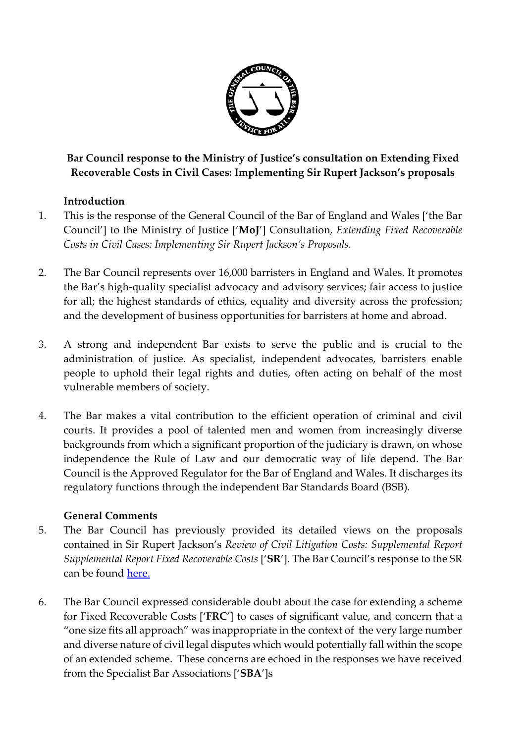**Bar Council response to the Ministry of Justice's consultation on Extending Fixed Recoverable Costs in Civil Cases: Implementing Sir Rupert Jackson's proposals**

## Introduction

1. This is the response of the General Council of the Bar of England and Wales ['the Bar Council'] to the Ministry of Justice ['**MoJ**'] Consultation, *Extending Fixed Recoverable Costs in Civil Cases: Implementing Sir Rupert Jackson's Proposals.*

2. The Bar Council represents over 16,000 barristers in England and Wales. It promotes the Bar's high-quality specialist advocacy and advisory services; fair access to justice for all; the highest standards of ethics, equality and diversity across the profession; and the development of business opportunities for barristers at home and abroad.

3. A strong and independent Bar exists to serve the public and is crucial to the administration of justice. As specialist, independent advocates, barristers enable people to uphold their legal rights and duties, often acting on behalf of the most vulnerable members of society.

4. The Bar makes a vital contribution to the efficient operation of criminal and civil courts. It provides a pool of talented men and women from increasingly diverse backgrounds from which a significant proportion of the judiciary is drawn, on whose independence the Rule of Law and our democratic way of life depend. The Bar Council is the Approved Regulator for the Bar of England and Wales. It discharges its regulatory functions through the independent Bar Standards Board (BSB).

## General Comments

5. The Bar Council has previously provided its detailed views on the proposals contained in Sir Rupert Jackson's *Review of Civil Litigation Costs: Supplemental Report Supplemental Report Fixed Recoverable Costs* ['**SR**']. The Bar Council's response to the SR can be found here.

6. The Bar Council expressed considerable doubt about the case for extending a scheme for Fixed Recoverable Costs ['**FRC**'] to cases of significant value, and concern that a "one size fits all approach" was inappropriate in the context of the very large number and diverse nature of civil legal disputes which would potentially fall within the scope of an extended scheme. These concerns are echoed in the responses we have received from the Specialist Bar Associations ['**SBA**']s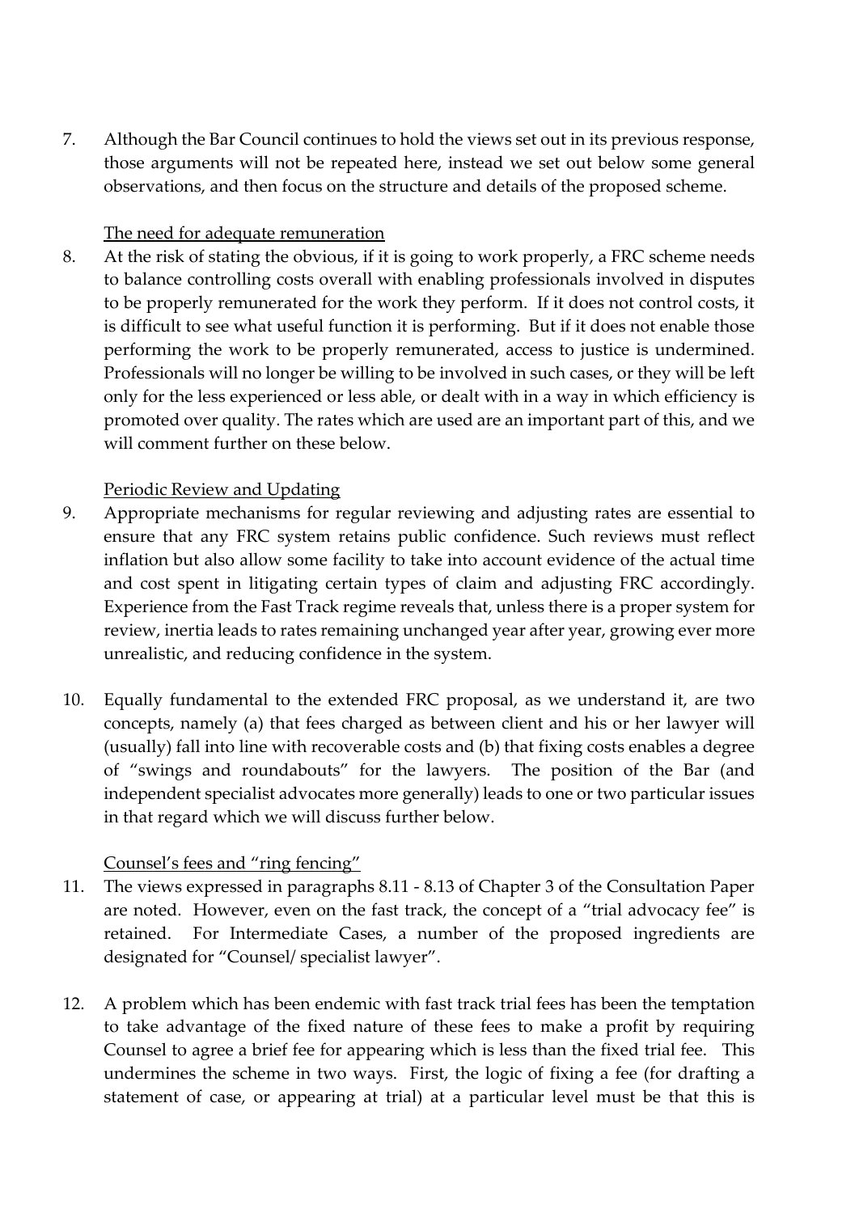7. Although the Bar Council continues to hold the views set out in its previous response, those arguments will not be repeated here, instead we set out below some general observations, and then focus on the structure and details of the proposed scheme.

<u>The need for adequate remuneration</u>

8. At the risk of stating the obvious, if it is going to work properly, a FRC scheme needs to balance controlling costs overall with enabling professionals involved in disputes to be properly remunerated for the work they perform. If it does not control costs, it is difficult to see what useful function it is performing. But if it does not enable those performing the work to be properly remunerated, access to justice is undermined. Professionals will no longer be willing to be involved in such cases, or they will be left only for the less experienced or less able, or dealt with in a way in which efficiency is promoted over quality. The rates which are used are an important part of this, and we will comment further on these below.

<u>Periodic Review and Updating</u>

9. Appropriate mechanisms for regular reviewing and adjusting rates are essential to ensure that any FRC system retains public confidence. Such reviews must reflect inflation but also allow some facility to take into account evidence of the actual time and cost spent in litigating certain types of claim and adjusting FRC accordingly. Experience from the Fast Track regime reveals that, unless there is a proper system for review, inertia leads to rates remaining unchanged year after year, growing ever more unrealistic, and reducing confidence in the system.

10. Equally fundamental to the extended FRC proposal, as we understand it, are two concepts, namely (a) that fees charged as between client and his or her lawyer will (usually) fall into line with recoverable costs and (b) that fixing costs enables a degree of "swings and roundabouts" for the lawyers. The position of the Bar (and independent specialist advocates more generally) leads to one or two particular issues in that regard which we will discuss further below.

<u>Counsel's fees and "ring fencing"</u>

11. The views expressed in paragraphs 8.11 - 8.13 of Chapter 3 of the Consultation Paper are noted. However, even on the fast track, the concept of a "trial advocacy fee" is retained. For Intermediate Cases, a number of the proposed ingredients are designated for "Counsel/ specialist lawyer".

12. A problem which has been endemic with fast track trial fees has been the temptation to take advantage of the fixed nature of these fees to make a profit by requiring Counsel to agree a brief fee for appearing which is less than the fixed trial fee. This undermines the scheme in two ways. First, the logic of fixing a fee (for drafting a statement of case, or appearing at trial) at a particular level must be that this is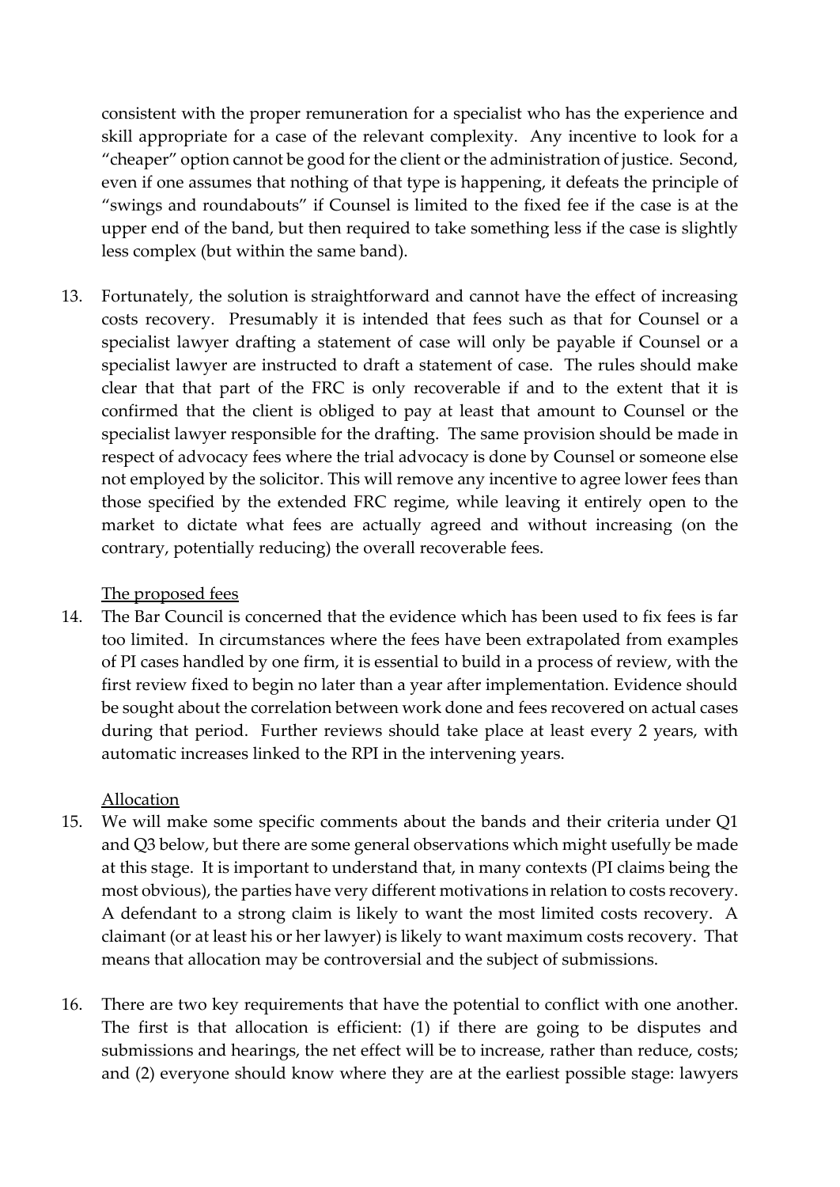consistent with the proper remuneration for a specialist who has the experience and skill appropriate for a case of the relevant complexity. Any incentive to look for a "cheaper" option cannot be good for the client or the administration of justice. Second, even if one assumes that nothing of that type is happening, it defeats the principle of "swings and roundabouts" if Counsel is limited to the fixed fee if the case is at the upper end of the band, but then required to take something less if the case is slightly less complex (but within the same band).

13. Fortunately, the solution is straightforward and cannot have the effect of increasing costs recovery. Presumably it is intended that fees such as that for Counsel or a specialist lawyer drafting a statement of case will only be payable if Counsel or a specialist lawyer are instructed to draft a statement of case. The rules should make clear that that part of the FRC is only recoverable if and to the extent that it is confirmed that the client is obliged to pay at least that amount to Counsel or the specialist lawyer responsible for the drafting. The same provision should be made in respect of advocacy fees where the trial advocacy is done by Counsel or someone else not employed by the solicitor. This will remove any incentive to agree lower fees than those specified by the extended FRC regime, while leaving it entirely open to the market to dictate what fees are actually agreed and without increasing (on the contrary, potentially reducing) the overall recoverable fees.

<u>The proposed fees</u>

14. The Bar Council is concerned that the evidence which has been used to fix fees is far too limited. In circumstances where the fees have been extrapolated from examples of PI cases handled by one firm, it is essential to build in a process of review, with the first review fixed to begin no later than a year after implementation. Evidence should be sought about the correlation between work done and fees recovered on actual cases during that period. Further reviews should take place at least every 2 years, with automatic increases linked to the RPI in the intervening years.

<u>Allocation</u>

15. We will make some specific comments about the bands and their criteria under Q1 and Q3 below, but there are some general observations which might usefully be made at this stage. It is important to understand that, in many contexts (PI claims being the most obvious), the parties have very different motivations in relation to costs recovery. A defendant to a strong claim is likely to want the most limited costs recovery. A claimant (or at least his or her lawyer) is likely to want maximum costs recovery. That means that allocation may be controversial and the subject of submissions.

16. There are two key requirements that have the potential to conflict with one another. The first is that allocation is efficient: (1) if there are going to be disputes and submissions and hearings, the net effect will be to increase, rather than reduce, costs; and (2) everyone should know where they are at the earliest possible stage: lawyers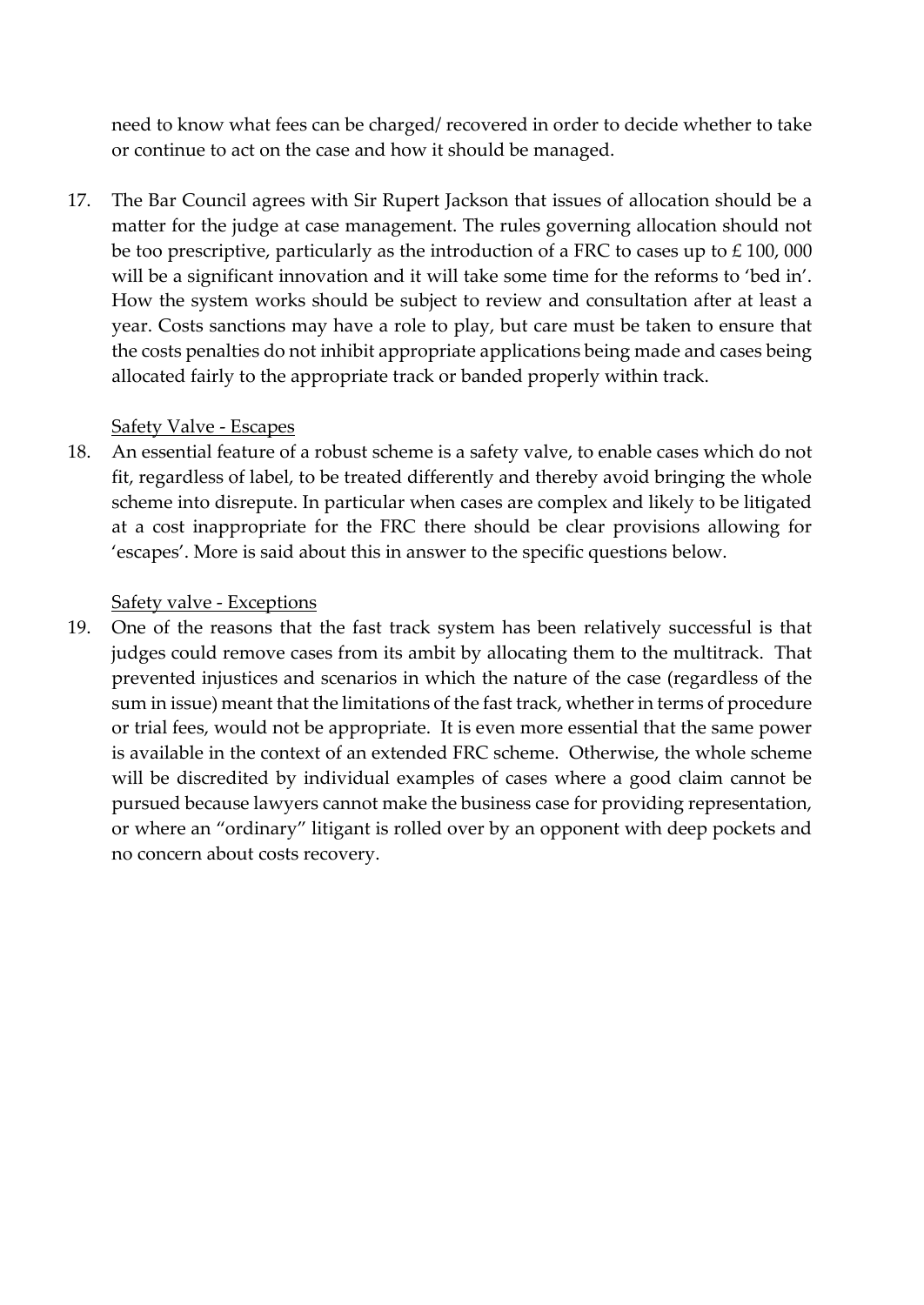need to know what fees can be charged/ recovered in order to decide whether to take or continue to act on the case and how it should be managed.

17. The Bar Council agrees with Sir Rupert Jackson that issues of allocation should be a matter for the judge at case management. The rules governing allocation should not be too prescriptive, particularly as the introduction of a FRC to cases up to £ 100, 000 will be a significant innovation and it will take some time for the reforms to 'bed in'. How the system works should be subject to review and consultation after at least a year. Costs sanctions may have a role to play, but care must be taken to ensure that the costs penalties do not inhibit appropriate applications being made and cases being allocated fairly to the appropriate track or banded properly within track.

<u>Safety Valve - Escapes</u>

18. An essential feature of a robust scheme is a safety valve, to enable cases which do not fit, regardless of label, to be treated differently and thereby avoid bringing the whole scheme into disrepute. In particular when cases are complex and likely to be litigated at a cost inappropriate for the FRC there should be clear provisions allowing for 'escapes'. More is said about this in answer to the specific questions below.

<u>Safety valve - Exceptions</u>

19. One of the reasons that the fast track system has been relatively successful is that judges could remove cases from its ambit by allocating them to the multitrack. That prevented injustices and scenarios in which the nature of the case (regardless of the sum in issue) meant that the limitations of the fast track, whether in terms of procedure or trial fees, would not be appropriate. It is even more essential that the same power is available in the context of an extended FRC scheme. Otherwise, the whole scheme will be discredited by individual examples of cases where a good claim cannot be pursued because lawyers cannot make the business case for providing representation, or where an "ordinary" litigant is rolled over by an opponent with deep pockets and no concern about costs recovery.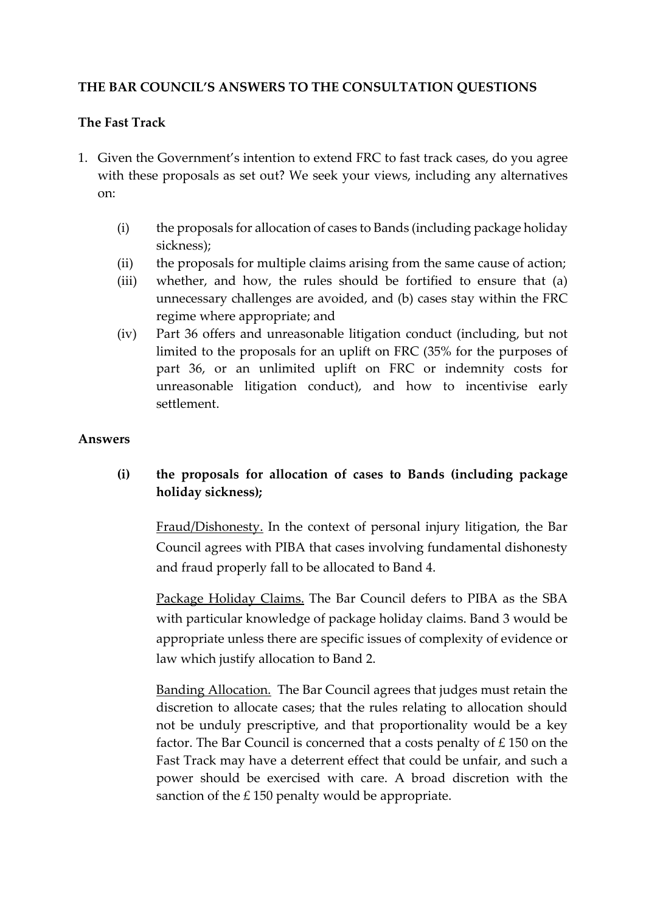**THE BAR COUNCIL'S ANSWERS TO THE CONSULTATION QUESTIONS**

**The Fast Track**

1. Given the Government's intention to extend FRC to fast track cases, do you agree with these proposals as set out? We seek your views, including any alternatives on:

   (i) the proposals for allocation of cases to Bands (including package holiday sickness);

   (ii) the proposals for multiple claims arising from the same cause of action;

   (iii) whether, and how, the rules should be fortified to ensure that (a) unnecessary challenges are avoided, and (b) cases stay within the FRC regime where appropriate; and

   (iv) Part 36 offers and unreasonable litigation conduct (including, but not limited to the proposals for an uplift on FRC (35% for the purposes of part 36, or an unlimited uplift on FRC or indemnity costs for unreasonable litigation conduct), and how to incentivise early settlement.

**Answers**

**(i) the proposals for allocation of cases to Bands (including package holiday sickness);**

<u>Fraud/Dishonesty.</u> In the context of personal injury litigation, the Bar Council agrees with PIBA that cases involving fundamental dishonesty and fraud properly fall to be allocated to Band 4.

<u>Package Holiday Claims.</u> The Bar Council defers to PIBA as the SBA with particular knowledge of package holiday claims. Band 3 would be appropriate unless there are specific issues of complexity of evidence or law which justify allocation to Band 2.

<u>Banding Allocation.</u> The Bar Council agrees that judges must retain the discretion to allocate cases; that the rules relating to allocation should not be unduly prescriptive, and that proportionality would be a key factor. The Bar Council is concerned that a costs penalty of £ 150 on the Fast Track may have a deterrent effect that could be unfair, and such a power should be exercised with care. A broad discretion with the sanction of the £ 150 penalty would be appropriate.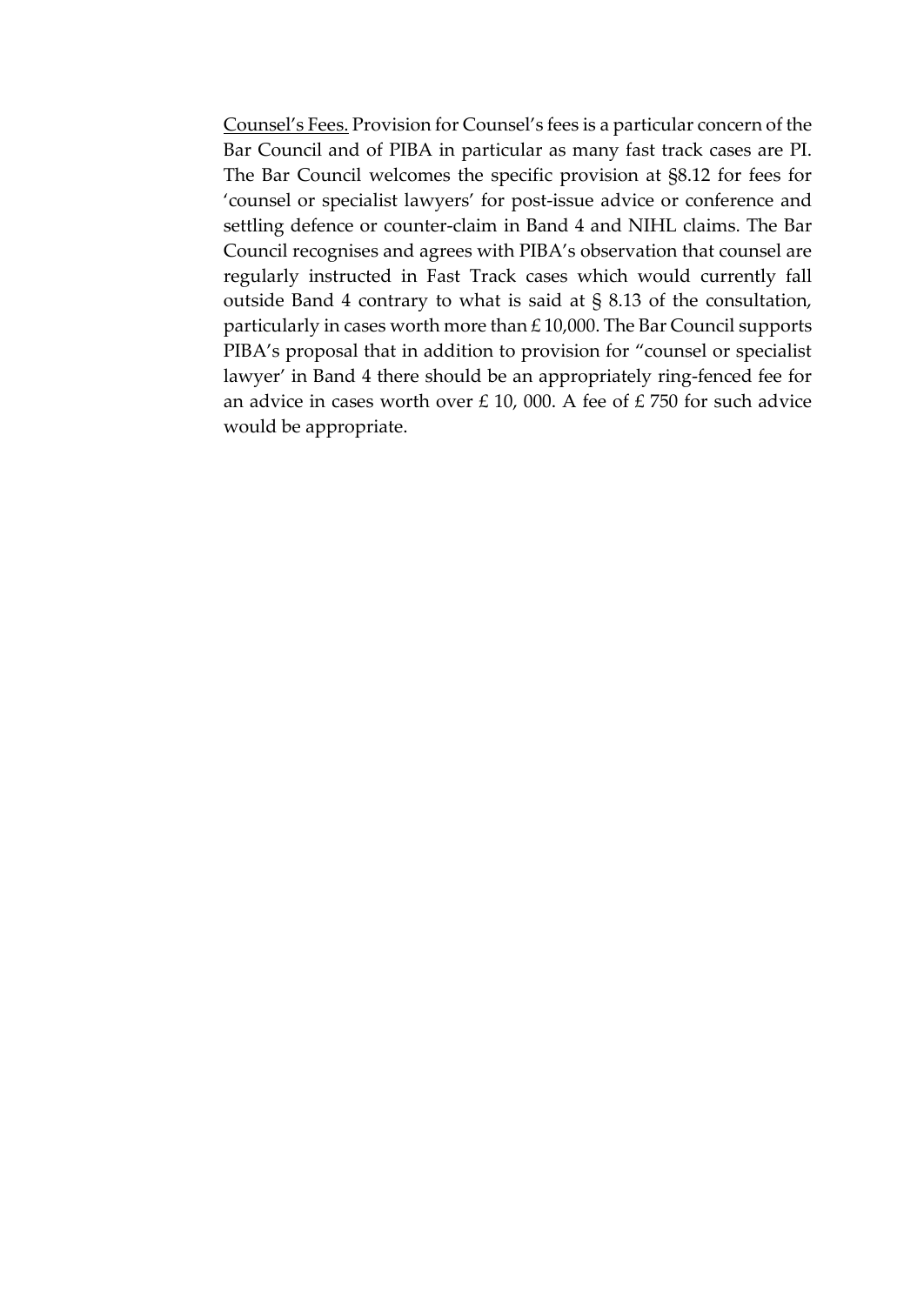<u>Counsel's Fees.</u> Provision for Counsel's fees is a particular concern of the Bar Council and of PIBA in particular as many fast track cases are PI. The Bar Council welcomes the specific provision at §8.12 for fees for 'counsel or specialist lawyers' for post-issue advice or conference and settling defence or counter-claim in Band 4 and NIHL claims. The Bar Council recognises and agrees with PIBA's observation that counsel are regularly instructed in Fast Track cases which would currently fall outside Band 4 contrary to what is said at § 8.13 of the consultation, particularly in cases worth more than £ 10,000. The Bar Council supports PIBA's proposal that in addition to provision for "counsel or specialist lawyer' in Band 4 there should be an appropriately ring-fenced fee for an advice in cases worth over £ 10, 000. A fee of £ 750 for such advice would be appropriate.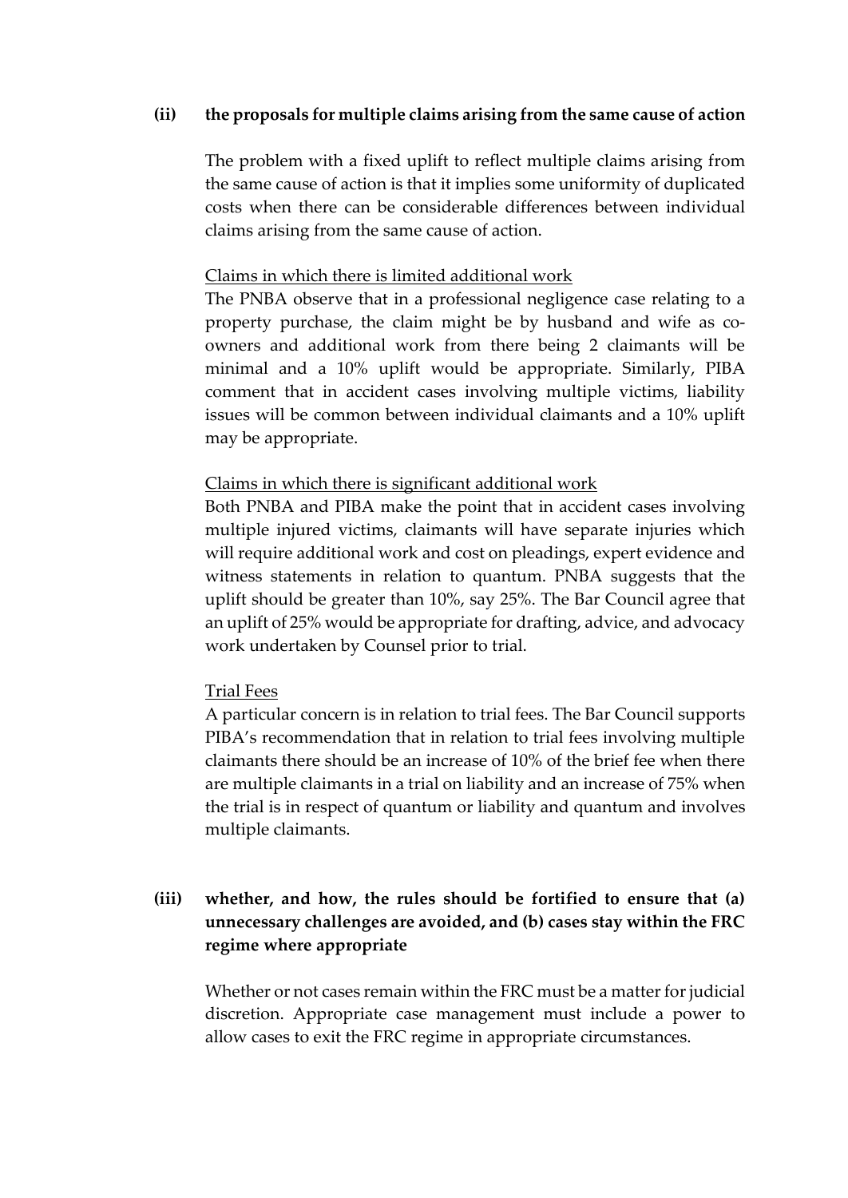**(ii) the proposals for multiple claims arising from the same cause of action**

The problem with a fixed uplift to reflect multiple claims arising from the same cause of action is that it implies some uniformity of duplicated costs when there can be considerable differences between individual claims arising from the same cause of action.

Claims in which there is limited additional work

The PNBA observe that in a professional negligence case relating to a property purchase, the claim might be by husband and wife as co-owners and additional work from there being 2 claimants will be minimal and a 10% uplift would be appropriate. Similarly, PIBA comment that in accident cases involving multiple victims, liability issues will be common between individual claimants and a 10% uplift may be appropriate.

Claims in which there is significant additional work

Both PNBA and PIBA make the point that in accident cases involving multiple injured victims, claimants will have separate injuries which will require additional work and cost on pleadings, expert evidence and witness statements in relation to quantum. PNBA suggests that the uplift should be greater than 10%, say 25%. The Bar Council agree that an uplift of 25% would be appropriate for drafting, advice, and advocacy work undertaken by Counsel prior to trial.

Trial Fees

A particular concern is in relation to trial fees. The Bar Council supports PIBA's recommendation that in relation to trial fees involving multiple claimants there should be an increase of 10% of the brief fee when there are multiple claimants in a trial on liability and an increase of 75% when the trial is in respect of quantum or liability and quantum and involves multiple claimants.

**(iii) whether, and how, the rules should be fortified to ensure that (a) unnecessary challenges are avoided, and (b) cases stay within the FRC regime where appropriate**

Whether or not cases remain within the FRC must be a matter for judicial discretion. Appropriate case management must include a power to allow cases to exit the FRC regime in appropriate circumstances.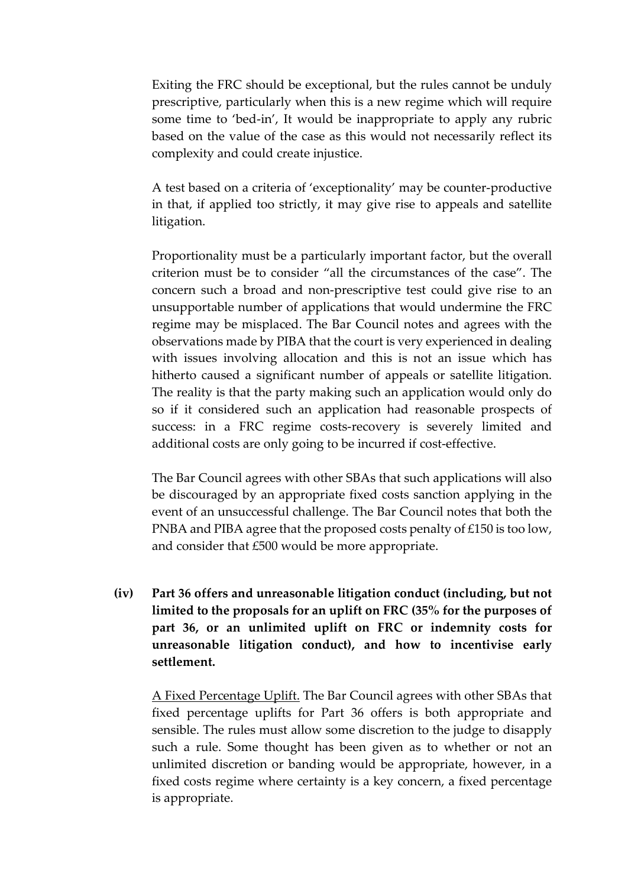Exiting the FRC should be exceptional, but the rules cannot be unduly prescriptive, particularly when this is a new regime which will require some time to 'bed-in', It would be inappropriate to apply any rubric based on the value of the case as this would not necessarily reflect its complexity and could create injustice.

A test based on a criteria of 'exceptionality' may be counter-productive in that, if applied too strictly, it may give rise to appeals and satellite litigation.

Proportionality must be a particularly important factor, but the overall criterion must be to consider "all the circumstances of the case". The concern such a broad and non-prescriptive test could give rise to an unsupportable number of applications that would undermine the FRC regime may be misplaced. The Bar Council notes and agrees with the observations made by PIBA that the court is very experienced in dealing with issues involving allocation and this is not an issue which has hitherto caused a significant number of appeals or satellite litigation. The reality is that the party making such an application would only do so if it considered such an application had reasonable prospects of success: in a FRC regime costs-recovery is severely limited and additional costs are only going to be incurred if cost-effective.

The Bar Council agrees with other SBAs that such applications will also be discouraged by an appropriate fixed costs sanction applying in the event of an unsuccessful challenge. The Bar Council notes that both the PNBA and PIBA agree that the proposed costs penalty of £150 is too low, and consider that £500 would be more appropriate.

**(iv) Part 36 offers and unreasonable litigation conduct (including, but not limited to the proposals for an uplift on FRC (35% for the purposes of part 36, or an unlimited uplift on FRC or indemnity costs for unreasonable litigation conduct), and how to incentivise early settlement.**

<u>A Fixed Percentage Uplift.</u> The Bar Council agrees with other SBAs that fixed percentage uplifts for Part 36 offers is both appropriate and sensible. The rules must allow some discretion to the judge to disapply such a rule. Some thought has been given as to whether or not an unlimited discretion or banding would be appropriate, however, in a fixed costs regime where certainty is a key concern, a fixed percentage is appropriate.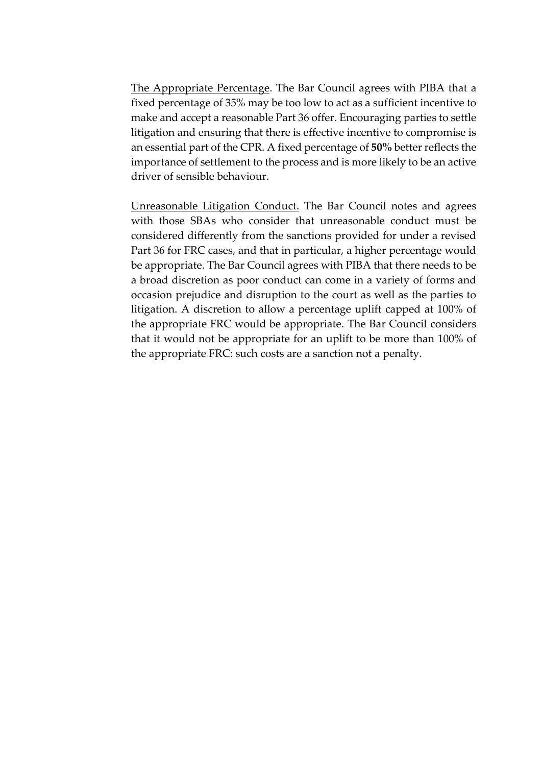<u>The Appropriate Percentage</u>. The Bar Council agrees with PIBA that a fixed percentage of 35% may be too low to act as a sufficient incentive to make and accept a reasonable Part 36 offer. Encouraging parties to settle litigation and ensuring that there is effective incentive to compromise is an essential part of the CPR. A fixed percentage of **50%** better reflects the importance of settlement to the process and is more likely to be an active driver of sensible behaviour.

<u>Unreasonable Litigation Conduct.</u> The Bar Council notes and agrees with those SBAs who consider that unreasonable conduct must be considered differently from the sanctions provided for under a revised Part 36 for FRC cases, and that in particular, a higher percentage would be appropriate. The Bar Council agrees with PIBA that there needs to be a broad discretion as poor conduct can come in a variety of forms and occasion prejudice and disruption to the court as well as the parties to litigation. A discretion to allow a percentage uplift capped at 100% of the appropriate FRC would be appropriate. The Bar Council considers that it would not be appropriate for an uplift to be more than 100% of the appropriate FRC: such costs are a sanction not a penalty.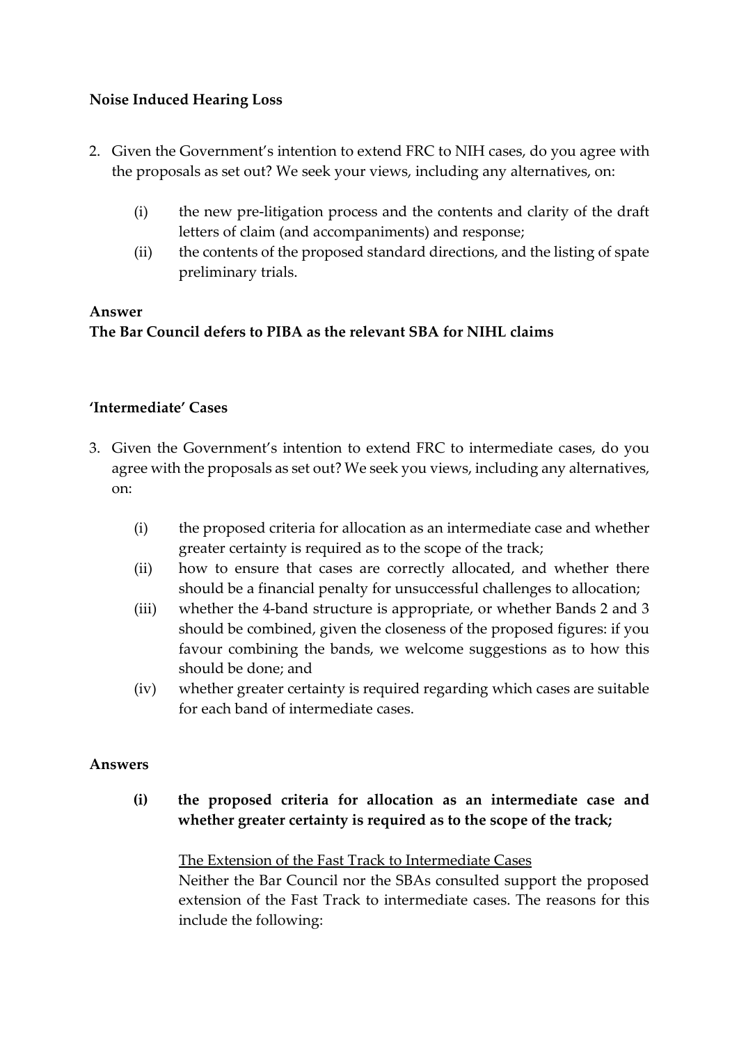**Noise Induced Hearing Loss**

2. Given the Government's intention to extend FRC to NIH cases, do you agree with the proposals as set out? We seek your views, including any alternatives, on:

    (i) the new pre-litigation process and the contents and clarity of the draft letters of claim (and accompaniments) and response;

    (ii) the contents of the proposed standard directions, and the listing of spate preliminary trials.

**Answer**

**The Bar Council defers to PIBA as the relevant SBA for NIHL claims**

**'Intermediate' Cases**

3. Given the Government's intention to extend FRC to intermediate cases, do you agree with the proposals as set out? We seek you views, including any alternatives, on:

    (i) the proposed criteria for allocation as an intermediate case and whether greater certainty is required as to the scope of the track;

    (ii) how to ensure that cases are correctly allocated, and whether there should be a financial penalty for unsuccessful challenges to allocation;

    (iii) whether the 4-band structure is appropriate, or whether Bands 2 and 3 should be combined, given the closeness of the proposed figures: if you favour combining the bands, we welcome suggestions as to how this should be done; and

    (iv) whether greater certainty is required regarding which cases are suitable for each band of intermediate cases.

**Answers**

**(i) the proposed criteria for allocation as an intermediate case and whether greater certainty is required as to the scope of the track;**

<u>The Extension of the Fast Track to Intermediate Cases</u>

Neither the Bar Council nor the SBAs consulted support the proposed extension of the Fast Track to intermediate cases. The reasons for this include the following: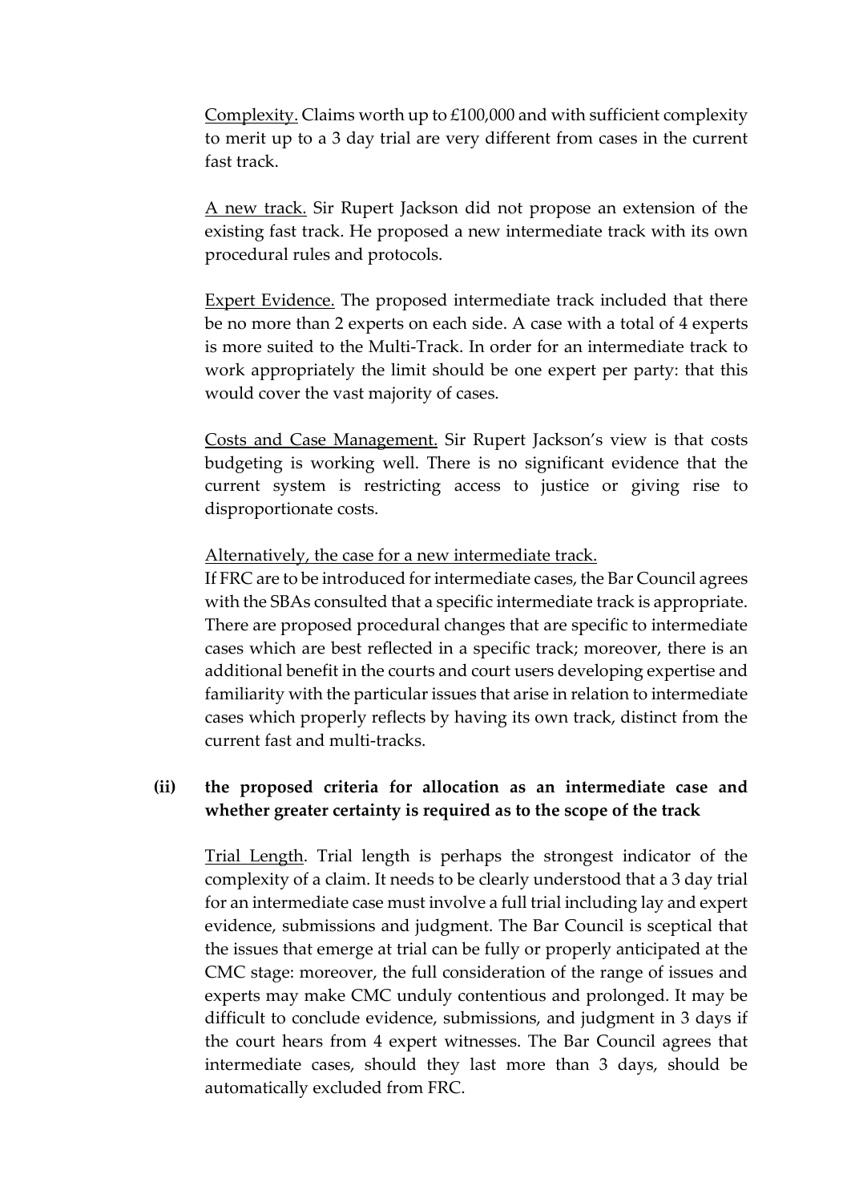<u>Complexity.</u> Claims worth up to £100,000 and with sufficient complexity to merit up to a 3 day trial are very different from cases in the current fast track.

<u>A new track.</u> Sir Rupert Jackson did not propose an extension of the existing fast track. He proposed a new intermediate track with its own procedural rules and protocols.

<u>Expert Evidence.</u> The proposed intermediate track included that there be no more than 2 experts on each side. A case with a total of 4 experts is more suited to the Multi-Track. In order for an intermediate track to work appropriately the limit should be one expert per party: that this would cover the vast majority of cases.

<u>Costs and Case Management.</u> Sir Rupert Jackson's view is that costs budgeting is working well. There is no significant evidence that the current system is restricting access to justice or giving rise to disproportionate costs.

<u>Alternatively, the case for a new intermediate track.</u>

If FRC are to be introduced for intermediate cases, the Bar Council agrees with the SBAs consulted that a specific intermediate track is appropriate. There are proposed procedural changes that are specific to intermediate cases which are best reflected in a specific track; moreover, there is an additional benefit in the courts and court users developing expertise and familiarity with the particular issues that arise in relation to intermediate cases which properly reflects by having its own track, distinct from the current fast and multi-tracks.

**(ii) the proposed criteria for allocation as an intermediate case and whether greater certainty is required as to the scope of the track**

<u>Trial Length</u>. Trial length is perhaps the strongest indicator of the complexity of a claim. It needs to be clearly understood that a 3 day trial for an intermediate case must involve a full trial including lay and expert evidence, submissions and judgment. The Bar Council is sceptical that the issues that emerge at trial can be fully or properly anticipated at the CMC stage: moreover, the full consideration of the range of issues and experts may make CMC unduly contentious and prolonged. It may be difficult to conclude evidence, submissions, and judgment in 3 days if the court hears from 4 expert witnesses. The Bar Council agrees that intermediate cases, should they last more than 3 days, should be automatically excluded from FRC.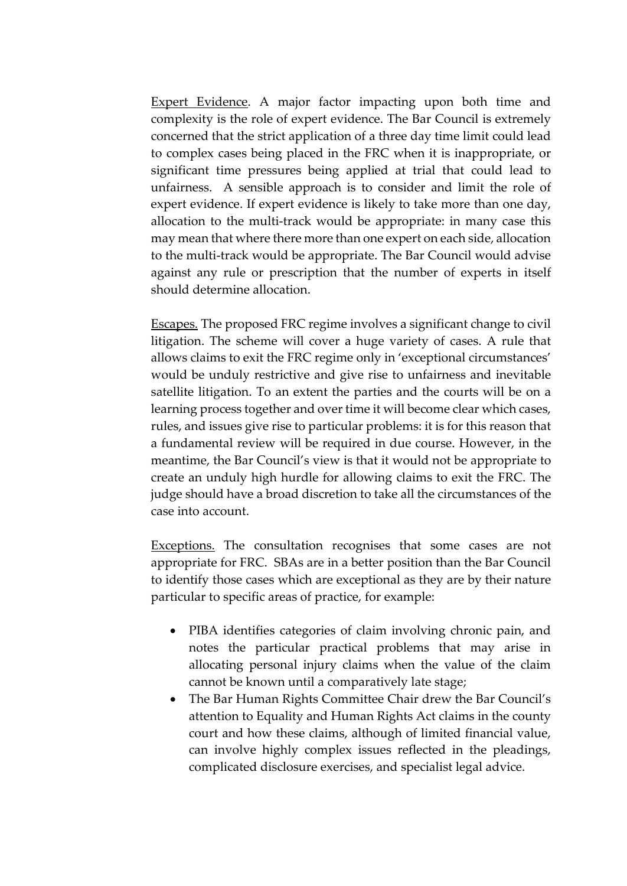Expert Evidence. A major factor impacting upon both time and complexity is the role of expert evidence. The Bar Council is extremely concerned that the strict application of a three day time limit could lead to complex cases being placed in the FRC when it is inappropriate, or significant time pressures being applied at trial that could lead to unfairness. A sensible approach is to consider and limit the role of expert evidence. If expert evidence is likely to take more than one day, allocation to the multi-track would be appropriate: in many case this may mean that where there more than one expert on each side, allocation to the multi-track would be appropriate. The Bar Council would advise against any rule or prescription that the number of experts in itself should determine allocation.

Escapes. The proposed FRC regime involves a significant change to civil litigation. The scheme will cover a huge variety of cases. A rule that allows claims to exit the FRC regime only in 'exceptional circumstances' would be unduly restrictive and give rise to unfairness and inevitable satellite litigation. To an extent the parties and the courts will be on a learning process together and over time it will become clear which cases, rules, and issues give rise to particular problems: it is for this reason that a fundamental review will be required in due course. However, in the meantime, the Bar Council's view is that it would not be appropriate to create an unduly high hurdle for allowing claims to exit the FRC. The judge should have a broad discretion to take all the circumstances of the case into account.

Exceptions. The consultation recognises that some cases are not appropriate for FRC. SBAs are in a better position than the Bar Council to identify those cases which are exceptional as they are by their nature particular to specific areas of practice, for example:

- PIBA identifies categories of claim involving chronic pain, and notes the particular practical problems that may arise in allocating personal injury claims when the value of the claim cannot be known until a comparatively late stage;
- The Bar Human Rights Committee Chair drew the Bar Council's attention to Equality and Human Rights Act claims in the county court and how these claims, although of limited financial value, can involve highly complex issues reflected in the pleadings, complicated disclosure exercises, and specialist legal advice.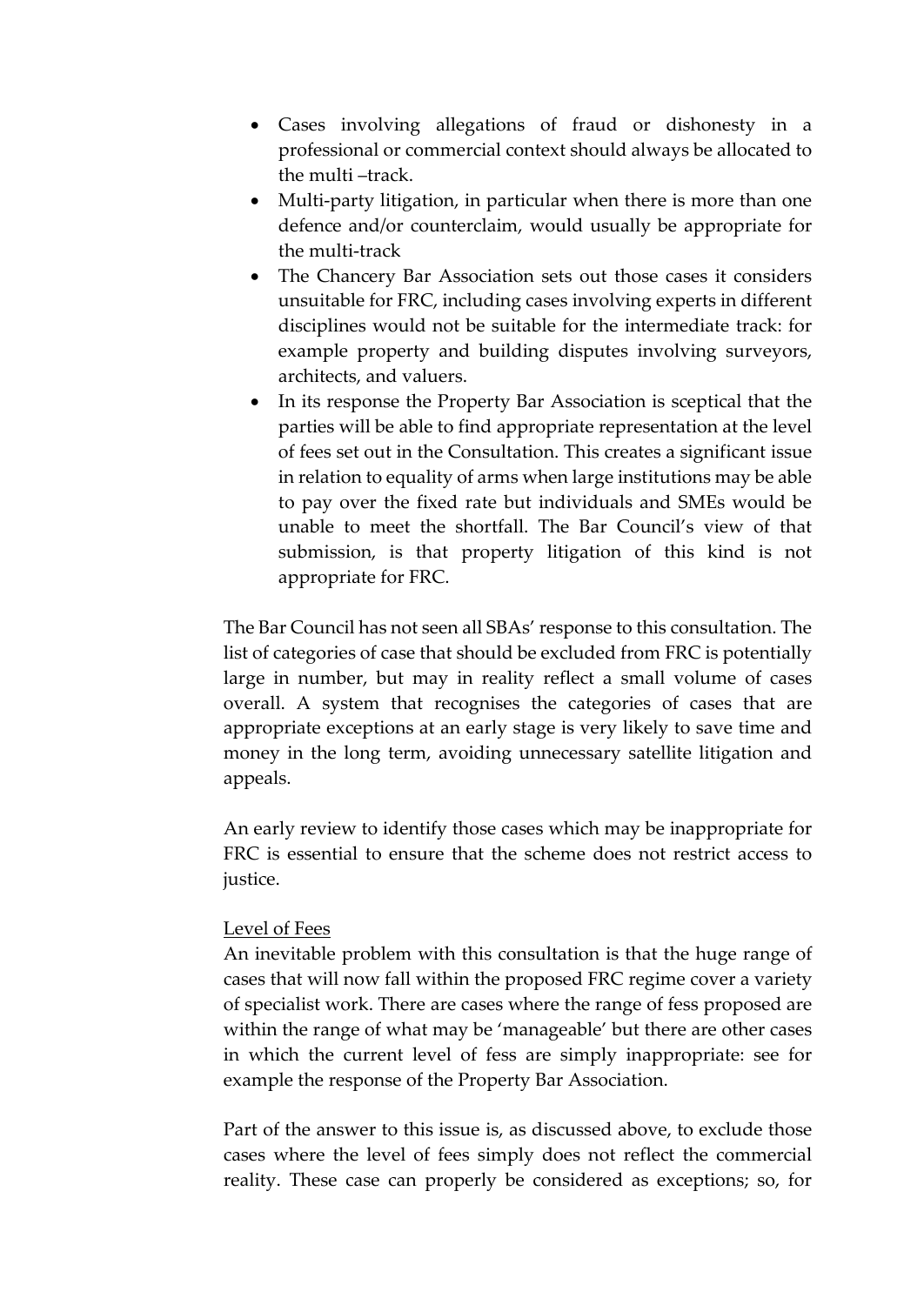- Cases involving allegations of fraud or dishonesty in a professional or commercial context should always be allocated to the multi –track.
- Multi-party litigation, in particular when there is more than one defence and/or counterclaim, would usually be appropriate for the multi-track
- The Chancery Bar Association sets out those cases it considers unsuitable for FRC, including cases involving experts in different disciplines would not be suitable for the intermediate track: for example property and building disputes involving surveyors, architects, and valuers.
- In its response the Property Bar Association is sceptical that the parties will be able to find appropriate representation at the level of fees set out in the Consultation. This creates a significant issue in relation to equality of arms when large institutions may be able to pay over the fixed rate but individuals and SMEs would be unable to meet the shortfall. The Bar Council's view of that submission, is that property litigation of this kind is not appropriate for FRC.

The Bar Council has not seen all SBAs' response to this consultation. The list of categories of case that should be excluded from FRC is potentially large in number, but may in reality reflect a small volume of cases overall. A system that recognises the categories of cases that are appropriate exceptions at an early stage is very likely to save time and money in the long term, avoiding unnecessary satellite litigation and appeals.

An early review to identify those cases which may be inappropriate for FRC is essential to ensure that the scheme does not restrict access to justice.

<u>Level of Fees</u>

An inevitable problem with this consultation is that the huge range of cases that will now fall within the proposed FRC regime cover a variety of specialist work. There are cases where the range of fess proposed are within the range of what may be 'manageable' but there are other cases in which the current level of fess are simply inappropriate: see for example the response of the Property Bar Association.

Part of the answer to this issue is, as discussed above, to exclude those cases where the level of fees simply does not reflect the commercial reality. These case can properly be considered as exceptions; so, for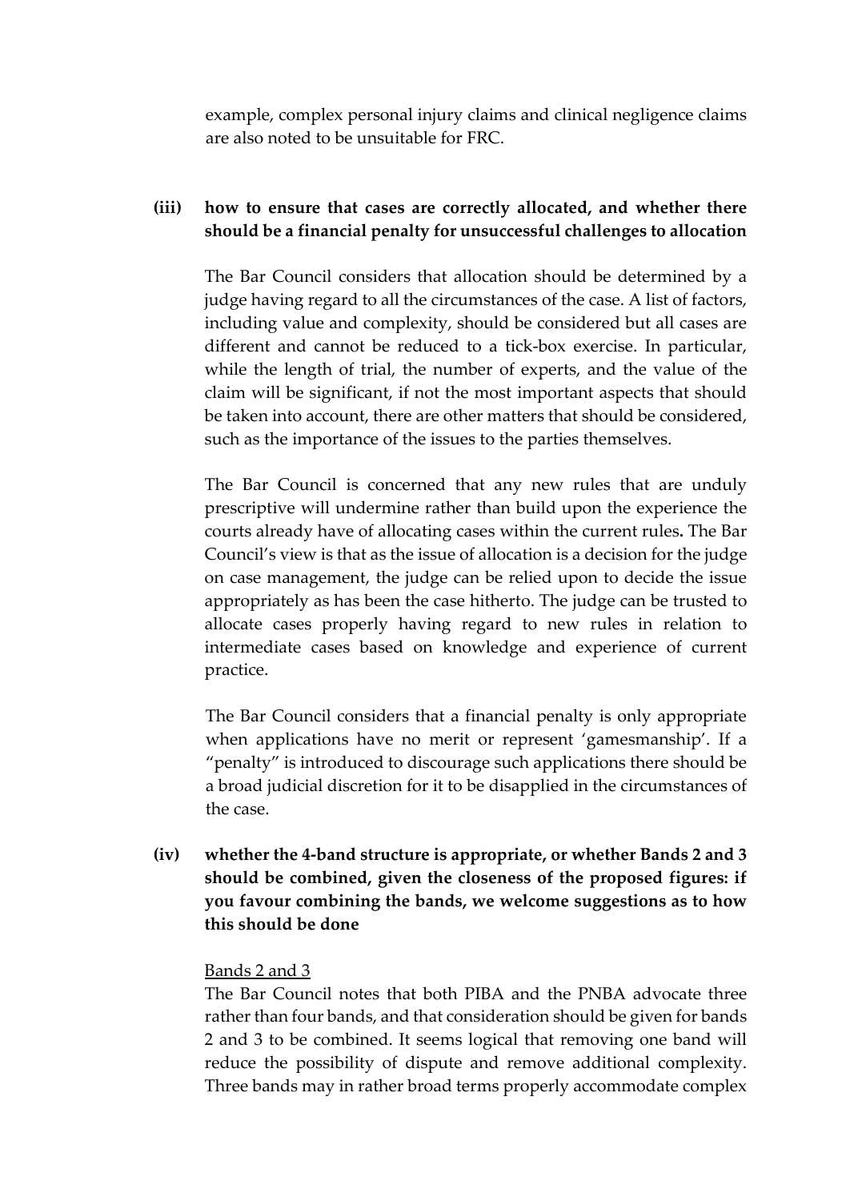example, complex personal injury claims and clinical negligence claims are also noted to be unsuitable for FRC.

**(iii) how to ensure that cases are correctly allocated, and whether there should be a financial penalty for unsuccessful challenges to allocation**

The Bar Council considers that allocation should be determined by a judge having regard to all the circumstances of the case. A list of factors, including value and complexity, should be considered but all cases are different and cannot be reduced to a tick-box exercise. In particular, while the length of trial, the number of experts, and the value of the claim will be significant, if not the most important aspects that should be taken into account, there are other matters that should be considered, such as the importance of the issues to the parties themselves.

The Bar Council is concerned that any new rules that are unduly prescriptive will undermine rather than build upon the experience the courts already have of allocating cases within the current rules**.** The Bar Council's view is that as the issue of allocation is a decision for the judge on case management, the judge can be relied upon to decide the issue appropriately as has been the case hitherto. The judge can be trusted to allocate cases properly having regard to new rules in relation to intermediate cases based on knowledge and experience of current practice.

The Bar Council considers that a financial penalty is only appropriate when applications have no merit or represent 'gamesmanship'. If a "penalty" is introduced to discourage such applications there should be a broad judicial discretion for it to be disapplied in the circumstances of the case.

**(iv) whether the 4-band structure is appropriate, or whether Bands 2 and 3 should be combined, given the closeness of the proposed figures: if you favour combining the bands, we welcome suggestions as to how this should be done**

Bands 2 and 3

The Bar Council notes that both PIBA and the PNBA advocate three rather than four bands, and that consideration should be given for bands 2 and 3 to be combined. It seems logical that removing one band will reduce the possibility of dispute and remove additional complexity. Three bands may in rather broad terms properly accommodate complex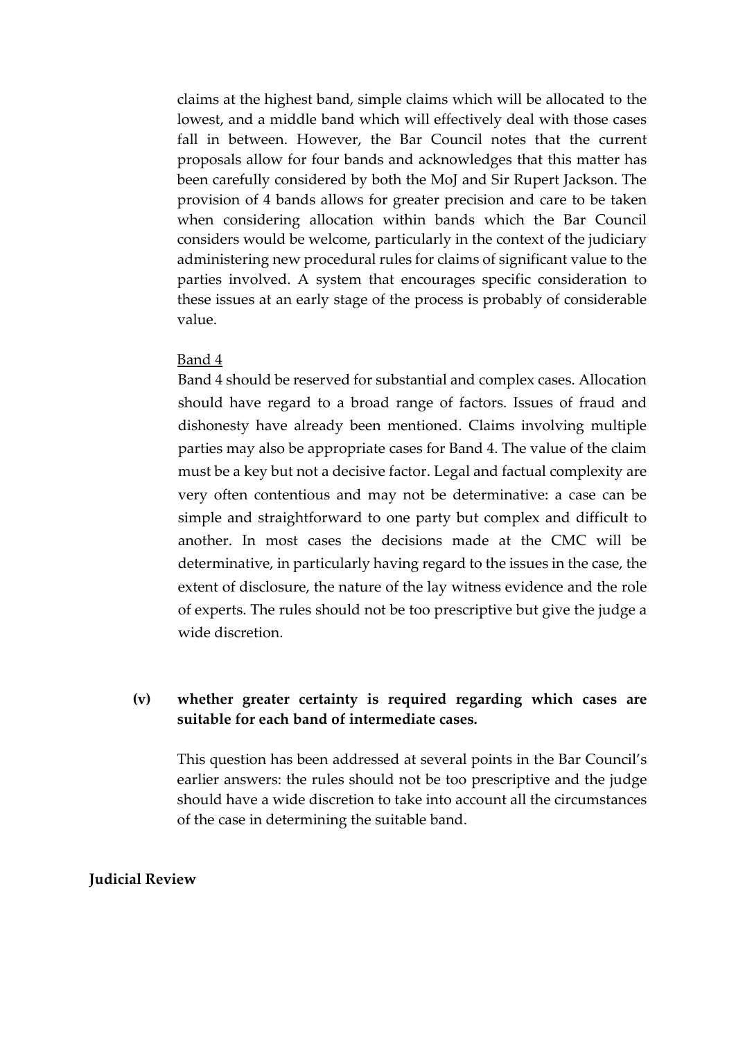claims at the highest band, simple claims which will be allocated to the lowest, and a middle band which will effectively deal with those cases fall in between. However, the Bar Council notes that the current proposals allow for four bands and acknowledges that this matter has been carefully considered by both the MoJ and Sir Rupert Jackson. The provision of 4 bands allows for greater precision and care to be taken when considering allocation within bands which the Bar Council considers would be welcome, particularly in the context of the judiciary administering new procedural rules for claims of significant value to the parties involved. A system that encourages specific consideration to these issues at an early stage of the process is probably of considerable value.

<u>Band 4</u>

Band 4 should be reserved for substantial and complex cases. Allocation should have regard to a broad range of factors. Issues of fraud and dishonesty have already been mentioned. Claims involving multiple parties may also be appropriate cases for Band 4. The value of the claim must be a key but not a decisive factor. Legal and factual complexity are very often contentious and may not be determinative: a case can be simple and straightforward to one party but complex and difficult to another. In most cases the decisions made at the CMC will be determinative, in particularly having regard to the issues in the case, the extent of disclosure, the nature of the lay witness evidence and the role of experts. The rules should not be too prescriptive but give the judge a wide discretion.

**(v) whether greater certainty is required regarding which cases are suitable for each band of intermediate cases.**

This question has been addressed at several points in the Bar Council's earlier answers: the rules should not be too prescriptive and the judge should have a wide discretion to take into account all the circumstances of the case in determining the suitable band.

**Judicial Review**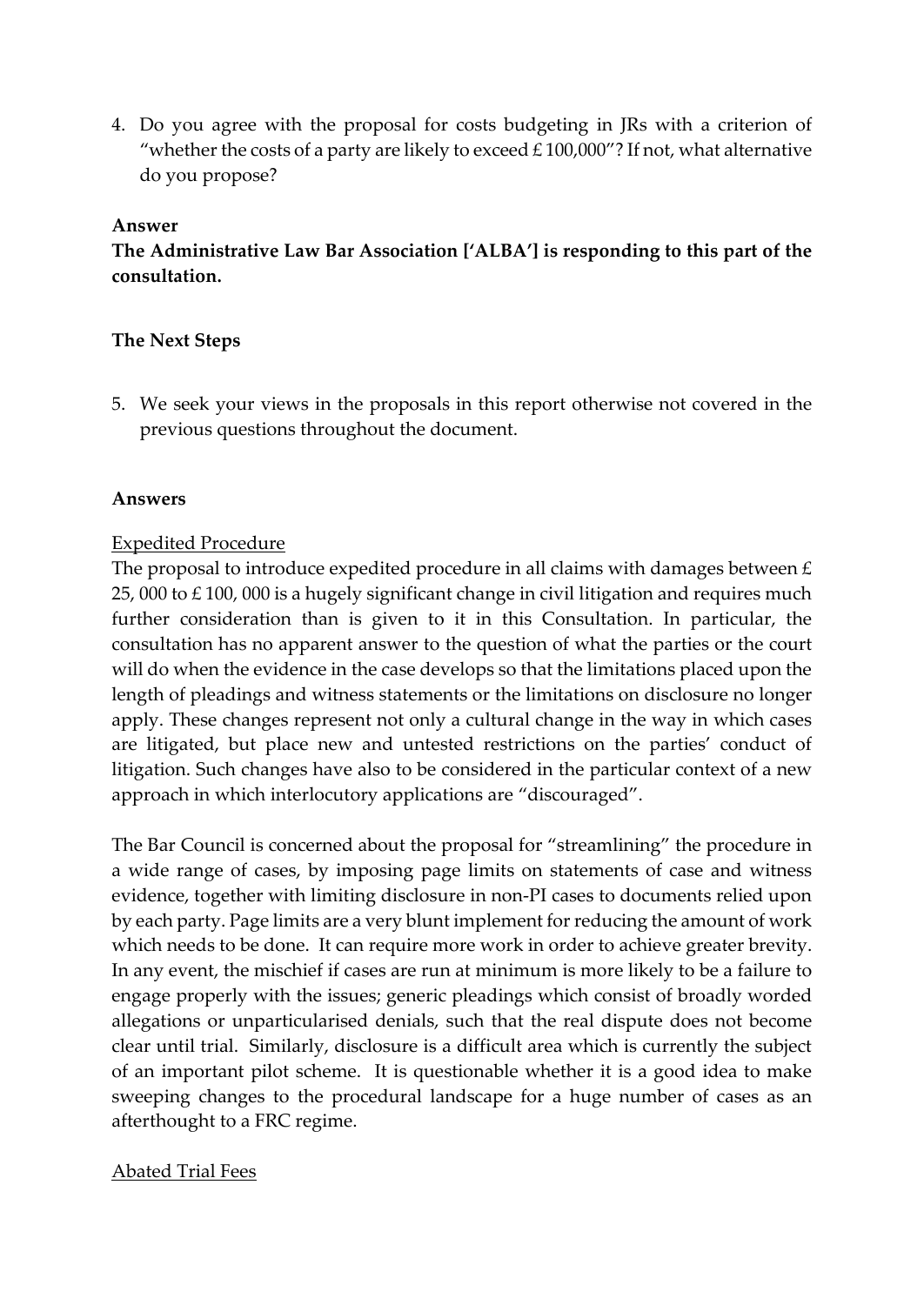4. Do you agree with the proposal for costs budgeting in JRs with a criterion of "whether the costs of a party are likely to exceed £ 100,000"? If not, what alternative do you propose?

**Answer**

**The Administrative Law Bar Association ['ALBA'] is responding to this part of the consultation.**

**The Next Steps**

5. We seek your views in the proposals in this report otherwise not covered in the previous questions throughout the document.

**Answers**

Expedited Procedure

The proposal to introduce expedited procedure in all claims with damages between £ 25, 000 to £ 100, 000 is a hugely significant change in civil litigation and requires much further consideration than is given to it in this Consultation. In particular, the consultation has no apparent answer to the question of what the parties or the court will do when the evidence in the case develops so that the limitations placed upon the length of pleadings and witness statements or the limitations on disclosure no longer apply. These changes represent not only a cultural change in the way in which cases are litigated, but place new and untested restrictions on the parties' conduct of litigation. Such changes have also to be considered in the particular context of a new approach in which interlocutory applications are "discouraged".

The Bar Council is concerned about the proposal for "streamlining" the procedure in a wide range of cases, by imposing page limits on statements of case and witness evidence, together with limiting disclosure in non-PI cases to documents relied upon by each party. Page limits are a very blunt implement for reducing the amount of work which needs to be done. It can require more work in order to achieve greater brevity. In any event, the mischief if cases are run at minimum is more likely to be a failure to engage properly with the issues; generic pleadings which consist of broadly worded allegations or unparticularised denials, such that the real dispute does not become clear until trial. Similarly, disclosure is a difficult area which is currently the subject of an important pilot scheme. It is questionable whether it is a good idea to make sweeping changes to the procedural landscape for a huge number of cases as an afterthought to a FRC regime.

Abated Trial Fees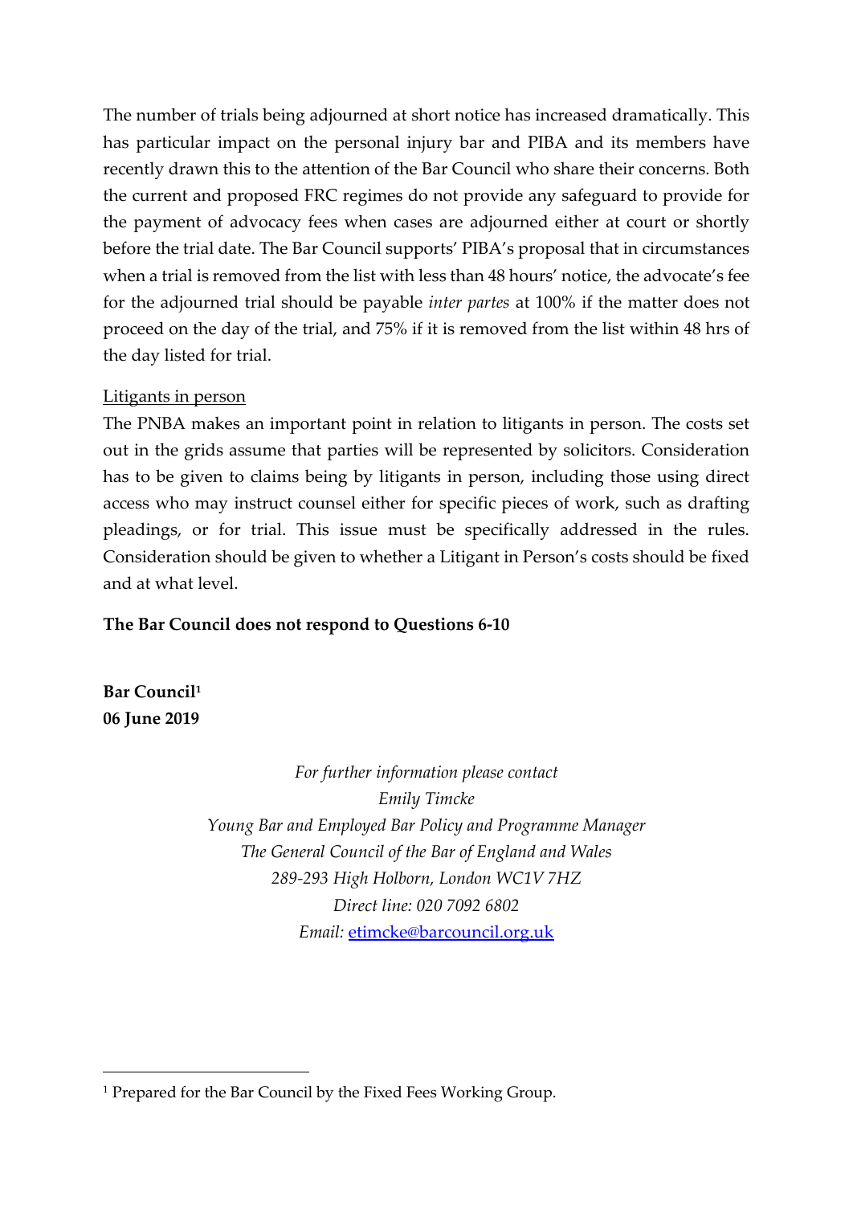The number of trials being adjourned at short notice has increased dramatically. This has particular impact on the personal injury bar and PIBA and its members have recently drawn this to the attention of the Bar Council who share their concerns. Both the current and proposed FRC regimes do not provide any safeguard to provide for the payment of advocacy fees when cases are adjourned either at court or shortly before the trial date. The Bar Council supports' PIBA's proposal that in circumstances when a trial is removed from the list with less than 48 hours' notice, the advocate's fee for the adjourned trial should be payable *inter partes* at 100% if the matter does not proceed on the day of the trial, and 75% if it is removed from the list within 48 hrs of the day listed for trial.

<u>Litigants in person</u>

The PNBA makes an important point in relation to litigants in person. The costs set out in the grids assume that parties will be represented by solicitors. Consideration has to be given to claims being by litigants in person, including those using direct access who may instruct counsel either for specific pieces of work, such as drafting pleadings, or for trial. This issue must be specifically addressed in the rules. Consideration should be given to whether a Litigant in Person's costs should be fixed and at what level.

**The Bar Council does not respond to Questions 6-10**

**Bar Council**[1]
**06 June 2019**

*For further information please contact*
*Emily Timcke*
*Young Bar and Employed Bar Policy and Programme Manager*
*The General Council of the Bar of England and Wales*
*289-293 High Holborn, London WC1V 7HZ*
*Direct line: 020 7092 6802*
*Email:* etimcke@barcouncil.org.uk

[1] Prepared for the Bar Council by the Fixed Fees Working Group.